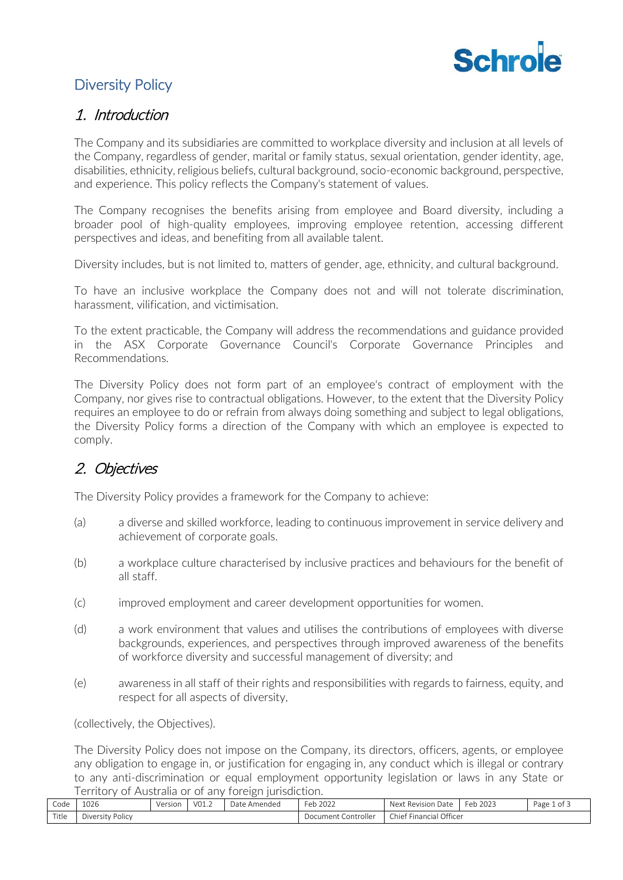# Diversity Policy

## 1. Introduction

The Company and its subsidiaries are committed to workplace diversity and inclusion at all levels of the Company, regardless of gender, marital or family status, sexual orientation, gender identity, age, disabilities, ethnicity, religious beliefs, cultural background, socio-economic background, perspective, and experience. This policy reflects the Company's statement of values.

The Company recognises the benefits arising from employee and Board diversity, including a broader pool of high-quality employees, improving employee retention, accessing different perspectives and ideas, and benefiting from all available talent.

Diversity includes, but is not limited to, matters of gender, age, ethnicity, and cultural background.

To have an inclusive workplace the Company does not and will not tolerate discrimination, harassment, vilification, and victimisation.

To the extent practicable, the Company will address the recommendations and guidance provided in the ASX Corporate Governance Council's Corporate Governance Principles and Recommendations.

The Diversity Policy does not form part of an employee's contract of employment with the Company, nor gives rise to contractual obligations. However, to the extent that the Diversity Policy requires an employee to do or refrain from always doing something and subject to legal obligations, the Diversity Policy forms a direction of the Company with which an employee is expected to comply.

## 2. Objectives

The Diversity Policy provides a framework for the Company to achieve:

(a) a diverse and skilled workforce, leading to continuous improvement in service delivery and achievement of corporate goals.

(b) a workplace culture characterised by inclusive practices and behaviours for the benefit of all staff.

(c) improved employment and career development opportunities for women.

(d) a work environment that values and utilises the contributions of employees with diverse backgrounds, experiences, and perspectives through improved awareness of the benefits of workforce diversity and successful management of diversity; and

(e) awareness in all staff of their rights and responsibilities with regards to fairness, equity, and respect for all aspects of diversity,

(collectively, the Objectives).

The Diversity Policy does not impose on the Company, its directors, officers, agents, or employee any obligation to engage in, or justification for engaging in, any conduct which is illegal or contrary to any anti-discrimination or equal employment opportunity legislation or laws in any State or Territory of Australia or of any foreign jurisdiction.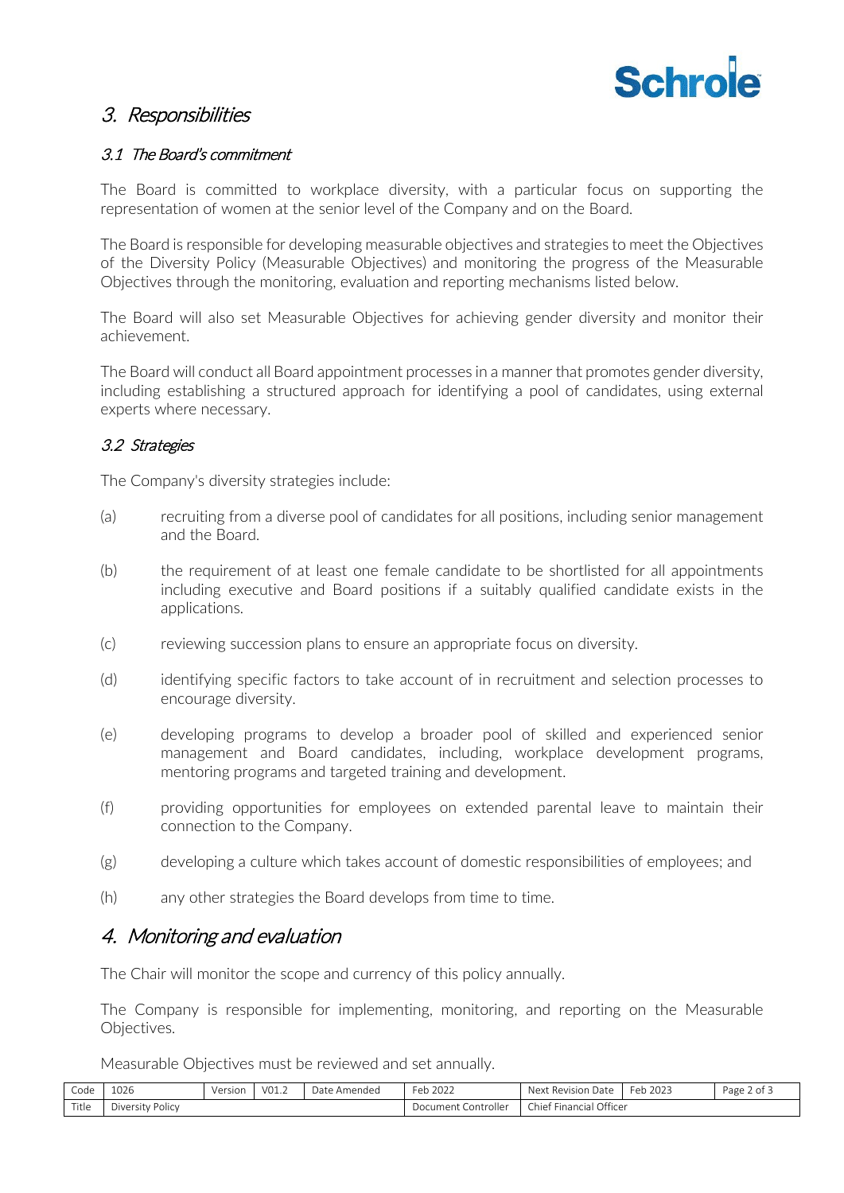## 3. Responsibilities

### 3.1 The Board's commitment

The Board is committed to workplace diversity, with a particular focus on supporting the representation of women at the senior level of the Company and on the Board.

The Board is responsible for developing measurable objectives and strategies to meet the Objectives of the Diversity Policy (Measurable Objectives) and monitoring the progress of the Measurable Objectives through the monitoring, evaluation and reporting mechanisms listed below.

The Board will also set Measurable Objectives for achieving gender diversity and monitor their achievement.

The Board will conduct all Board appointment processes in a manner that promotes gender diversity, including establishing a structured approach for identifying a pool of candidates, using external experts where necessary.

### 3.2 Strategies

The Company's diversity strategies include:

(a) recruiting from a diverse pool of candidates for all positions, including senior management and the Board.

(b) the requirement of at least one female candidate to be shortlisted for all appointments including executive and Board positions if a suitably qualified candidate exists in the applications.

(c) reviewing succession plans to ensure an appropriate focus on diversity.

(d) identifying specific factors to take account of in recruitment and selection processes to encourage diversity.

(e) developing programs to develop a broader pool of skilled and experienced senior management and Board candidates, including, workplace development programs, mentoring programs and targeted training and development.

(f) providing opportunities for employees on extended parental leave to maintain their connection to the Company.

(g) developing a culture which takes account of domestic responsibilities of employees; and

(h) any other strategies the Board develops from time to time.

## 4. Monitoring and evaluation

The Chair will monitor the scope and currency of this policy annually.

The Company is responsible for implementing, monitoring, and reporting on the Measurable Objectives.

Measurable Objectives must be reviewed and set annually.

| Code | 1026 | Version | V01.2 | Date Amended | Feb 2022 | Next Revision Date | Feb 2023 |
|---|---|---|---|---|---|---|---|
| Title | Diversity Policy | | | | Document Controller | Chief Financial Officer | |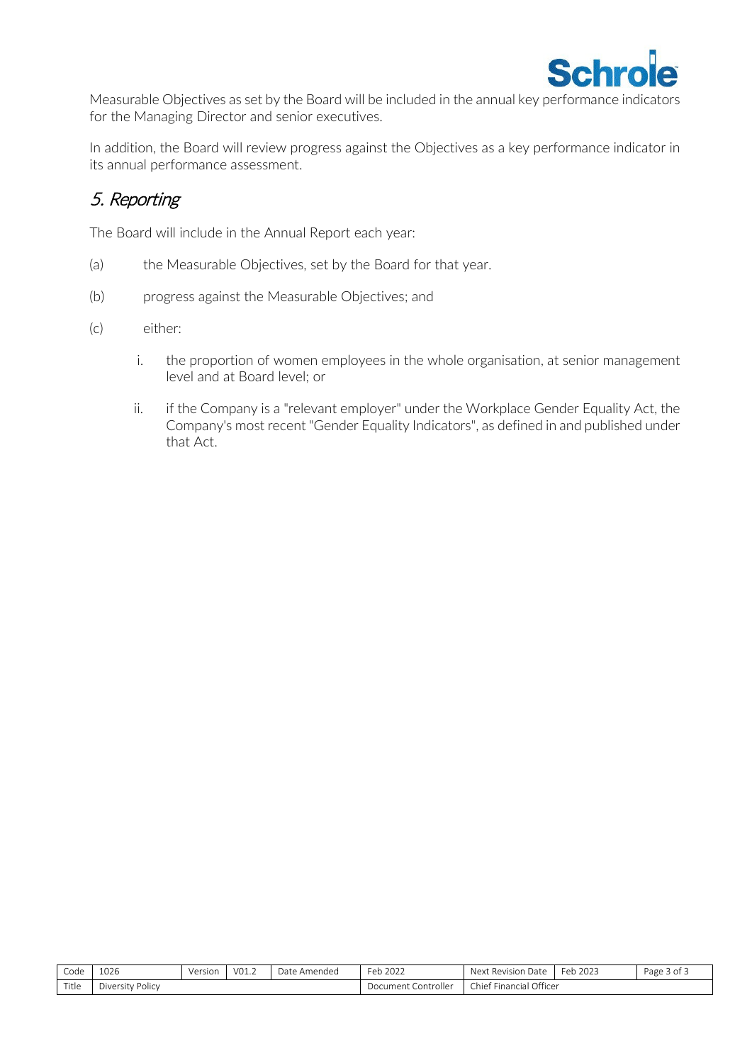Measurable Objectives as set by the Board will be included in the annual key performance indicators for the Managing Director and senior executives.

In addition, the Board will review progress against the Objectives as a key performance indicator in its annual performance assessment.

## *5. Reporting*

The Board will include in the Annual Report each year:

(a) the Measurable Objectives, set by the Board for that year.

(b) progress against the Measurable Objectives; and

(c) either:

   i. the proportion of women employees in the whole organisation, at senior management level and at Board level; or

   ii. if the Company is a "relevant employer" under the Workplace Gender Equality Act, the Company's most recent "Gender Equality Indicators", as defined in and published under that Act.